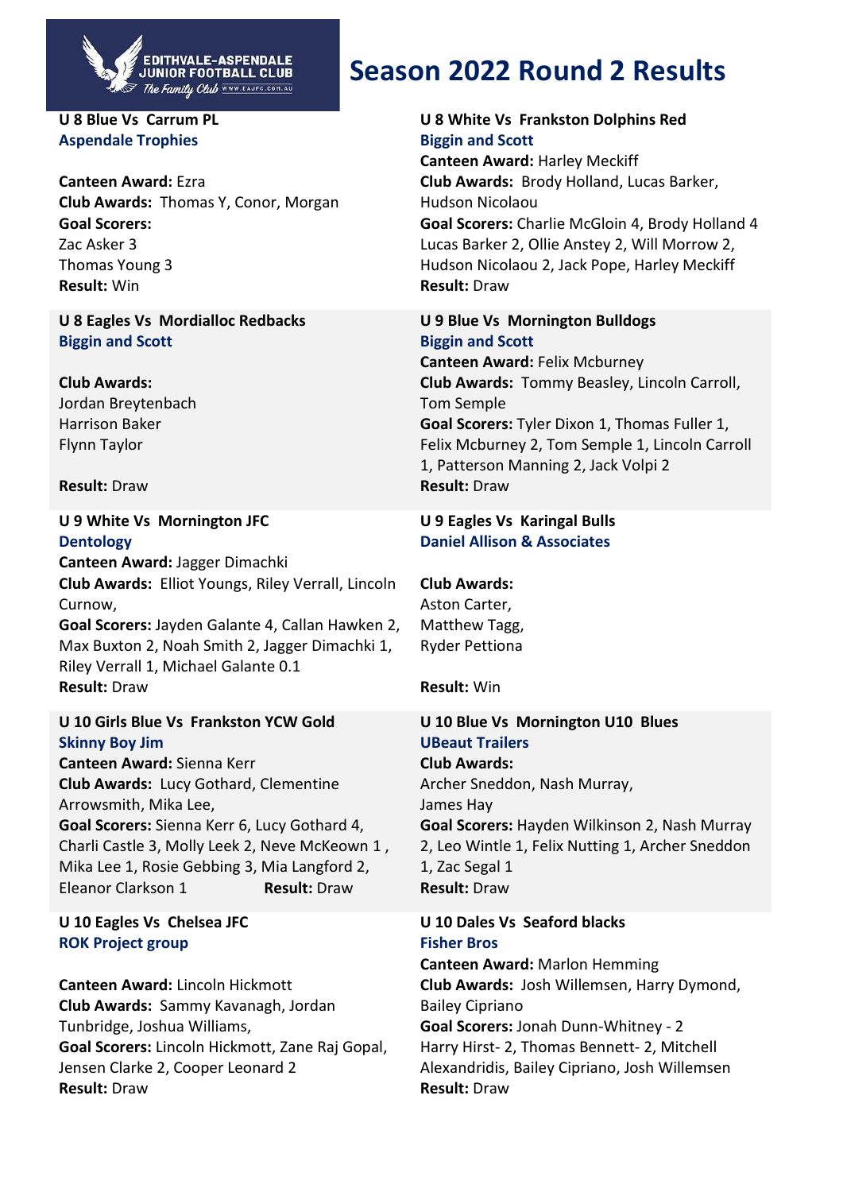# Season 2022 Round 2 Results

### U 8 Blue Vs Carrum PL
**Aspendale Trophies**

**Canteen Award:** Ezra
**Club Awards:** Thomas Y, Conor, Morgan
**Goal Scorers:**
Zac Asker 3
Thomas Young 3
**Result:** Win

### U 8 Eagles Vs Mordialloc Redbacks
**Biggin and Scott**

**Club Awards:**
Jordan Breytenbach
Harrison Baker
Flynn Taylor

**Result:** Draw

### U 9 White Vs Mornington JFC
**Dentology**
**Canteen Award:** Jagger Dimachki
**Club Awards:** Elliot Youngs, Riley Verrall, Lincoln Curnow,
**Goal Scorers:** Jayden Galante 4, Callan Hawken 2, Max Buxton 2, Noah Smith 2, Jagger Dimachki 1, Riley Verrall 1, Michael Galante 0.1
**Result:** Draw

### U 10 Girls Blue Vs Frankston YCW Gold
**Skinny Boy Jim**
**Canteen Award:** Sienna Kerr
**Club Awards:** Lucy Gothard, Clementine Arrowsmith, Mika Lee,
**Goal Scorers:** Sienna Kerr 6, Lucy Gothard 4, Charli Castle 3, Molly Leek 2, Neve McKeown 1 , Mika Lee 1, Rosie Gebbing 3, Mia Langford 2, Eleanor Clarkson 1
**Result:** Draw

### U 10 Eagles Vs Chelsea JFC
**ROK Project group**

**Canteen Award:** Lincoln Hickmott
**Club Awards:** Sammy Kavanagh, Jordan Tunbridge, Joshua Williams,
**Goal Scorers:** Lincoln Hickmott, Zane Raj Gopal, Jensen Clarke 2, Cooper Leonard 2
**Result:** Draw

### U 8 White Vs Frankston Dolphins Red
**Biggin and Scott**
**Canteen Award:** Harley Meckiff
**Club Awards:** Brody Holland, Lucas Barker, Hudson Nicolaou
**Goal Scorers:** Charlie McGloin 4, Brody Holland 4 Lucas Barker 2, Ollie Anstey 2, Will Morrow 2, Hudson Nicolaou 2, Jack Pope, Harley Meckiff
**Result:** Draw

### U 9 Blue Vs Mornington Bulldogs
**Biggin and Scott**
**Canteen Award:** Felix Mcburney
**Club Awards:** Tommy Beasley, Lincoln Carroll, Tom Semple
**Goal Scorers:** Tyler Dixon 1, Thomas Fuller 1, Felix Mcburney 2, Tom Semple 1, Lincoln Carroll 1, Patterson Manning 2, Jack Volpi 2
**Result:** Draw

### U 9 Eagles Vs Karingal Bulls
**Daniel Allison & Associates**

**Club Awards:**
Aston Carter,
Matthew Tagg,
Ryder Pettiona

**Result:** Win

### U 10 Blue Vs Mornington U10 Blues
**UBeaut Trailers**
**Club Awards:**
Archer Sneddon, Nash Murray,
James Hay
**Goal Scorers:** Hayden Wilkinson 2, Nash Murray 2, Leo Wintle 1, Felix Nutting 1, Archer Sneddon 1, Zac Segal 1
**Result:** Draw

### U 10 Dales Vs Seaford blacks
**Fisher Bros**
**Canteen Award:** Marlon Hemming
**Club Awards:** Josh Willemsen, Harry Dymond, Bailey Cipriano
**Goal Scorers:** Jonah Dunn-Whitney - 2
Harry Hirst- 2, Thomas Bennett- 2, Mitchell Alexandridis, Bailey Cipriano, Josh Willemsen
**Result:** Draw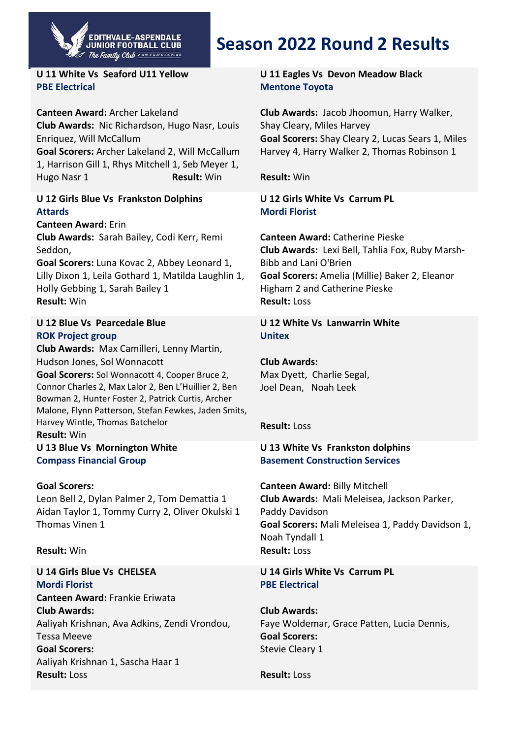# Season 2022 Round 2 Results

### U 11 White Vs Seaford U11 Yellow
**PBE Electrical**

**Canteen Award:** Archer Lakeland
**Club Awards:** Nic Richardson, Hugo Nasr, Louis Enriquez, Will McCallum
**Goal Scorers:** Archer Lakeland 2, Will McCallum 1, Harrison Gill 1, Rhys Mitchell 1, Seb Meyer 1, Hugo Nasr 1
**Result:** Win

### U 11 Eagles Vs Devon Meadow Black
**Mentone Toyota**

**Club Awards:** Jacob Jhoomun, Harry Walker, Shay Cleary, Miles Harvey
**Goal Scorers:** Shay Cleary 2, Lucas Sears 1, Miles Harvey 4, Harry Walker 2, Thomas Robinson 1

**Result:** Win

### U 12 Girls Blue Vs Frankston Dolphins
**Attards**

**Canteen Award:** Erin
**Club Awards:** Sarah Bailey, Codi Kerr, Remi Seddon,
**Goal Scorers:** Luna Kovac 2, Abbey Leonard 1, Lilly Dixon 1, Leila Gothard 1, Matilda Laughlin 1, Holly Gebbing 1, Sarah Bailey 1
**Result:** Win

### U 12 Girls White Vs Carrum PL
**Mordi Florist**

**Canteen Award:** Catherine Pieske
**Club Awards:** Lexi Bell, Tahlia Fox, Ruby Marsh-Bibb and Lani O'Brien
**Goal Scorers:** Amelia (Millie) Baker 2, Eleanor Higham 2 and Catherine Pieske
**Result:** Loss

### U 12 Blue Vs Pearcedale Blue
**ROK Project group**

**Club Awards:** Max Camilleri, Lenny Martin, Hudson Jones, Sol Wonnacott
**Goal Scorers:** Sol Wonnacott 4, Cooper Bruce 2, Connor Charles 2, Max Lalor 2, Ben L'Huillier 2, Ben Bowman 2, Hunter Foster 2, Patrick Curtis, Archer Malone, Flynn Patterson, Stefan Fewkes, Jaden Smits, Harvey Wintle, Thomas Batchelor
**Result:** Win

### U 12 White Vs Lanwarrin White
**Unitex**

**Club Awards:**
Max Dyett, Charlie Segal, Joel Dean, Noah Leek

**Result:** Loss

### U 13 Blue Vs Mornington White
**Compass Financial Group**

**Goal Scorers:**
Leon Bell 2, Dylan Palmer 2, Tom Demattia 1
Aidan Taylor 1, Tommy Curry 2, Oliver Okulski 1
Thomas Vinen 1

**Result:** Win

### U 13 White Vs Frankston dolphins
**Basement Construction Services**

**Canteen Award:** Billy Mitchell
**Club Awards:** Mali Meleisea, Jackson Parker, Paddy Davidson
**Goal Scorers:** Mali Meleisea 1, Paddy Davidson 1, Noah Tyndall 1
**Result:** Loss

### U 14 Girls Blue Vs CHELSEA
**Mordi Florist**

**Canteen Award:** Frankie Eriwata
**Club Awards:**
Aaliyah Krishnan, Ava Adkins, Zendi Vrondou, Tessa Meeve
**Goal Scorers:**
Aaliyah Krishnan 1, Sascha Haar 1
**Result:** Loss

### U 14 Girls White Vs Carrum PL
**PBE Electrical**

**Club Awards:**
Faye Woldemar, Grace Patten, Lucia Dennis,
**Goal Scorers:**
Stevie Cleary 1

**Result:** Loss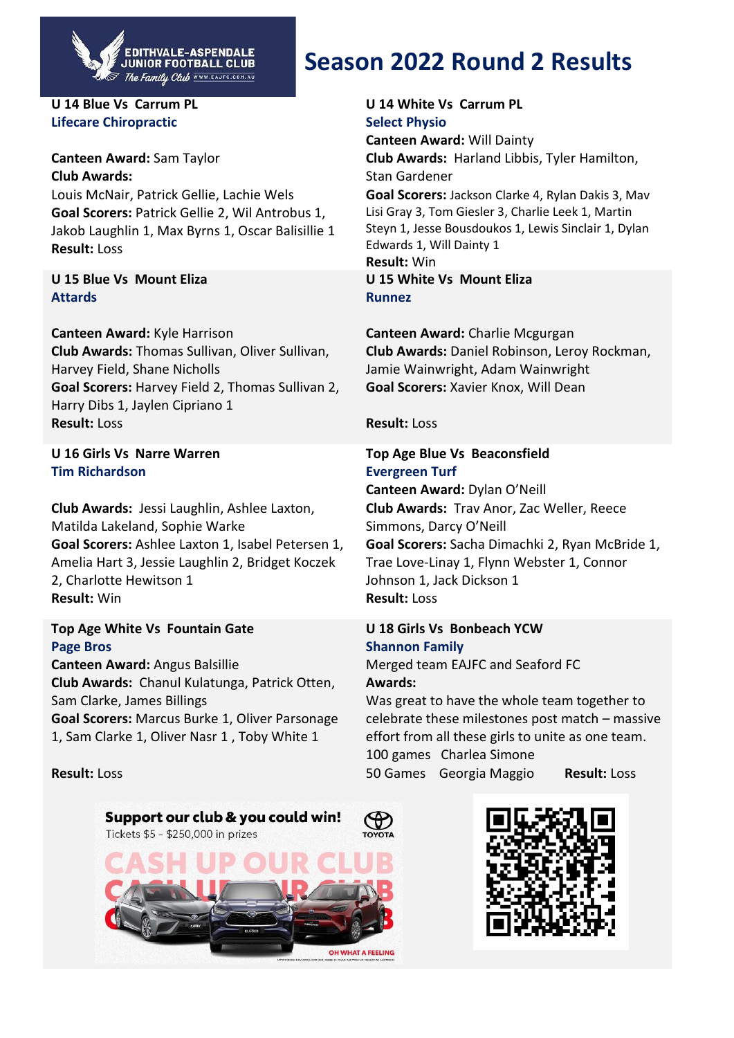# Season 2022 Round 2 Results

**U 14 Blue Vs Carrum PL**
**Lifecare Chiropractic**

**Canteen Award:** Sam Taylor
**Club Awards:**
Louis McNair, Patrick Gellie, Lachie Wels
**Goal Scorers:** Patrick Gellie 2, Wil Antrobus 1, Jakob Laughlin 1, Max Byrns 1, Oscar Balisillie 1
**Result:** Loss

**U 14 White Vs Carrum PL**
**Select Physio**
**Canteen Award:** Will Dainty
**Club Awards:** Harland Libbis, Tyler Hamilton, Stan Gardener
**Goal Scorers:** Jackson Clarke 4, Rylan Dakis 3, Mav Lisi Gray 3, Tom Giesler 3, Charlie Leek 1, Martin Steyn 1, Jesse Bousdoukos 1, Lewis Sinclair 1, Dylan Edwards 1, Will Dainty 1
**Result:** Win

**U 15 Blue Vs Mount Eliza**
**Attards**

**Canteen Award:** Kyle Harrison
**Club Awards:** Thomas Sullivan, Oliver Sullivan, Harvey Field, Shane Nicholls
**Goal Scorers:** Harvey Field 2, Thomas Sullivan 2, Harry Dibs 1, Jaylen Cipriano 1
**Result:** Loss

**U 15 White Vs Mount Eliza**
**Runnez**

**Canteen Award:** Charlie Mcgurgan
**Club Awards:** Daniel Robinson, Leroy Rockman, Jamie Wainwright, Adam Wainwright
**Goal Scorers:** Xavier Knox, Will Dean

**Result:** Loss

**U 16 Girls Vs Narre Warren**
**Tim Richardson**

**Club Awards:** Jessi Laughlin, Ashlee Laxton, Matilda Lakeland, Sophie Warke
**Goal Scorers:** Ashlee Laxton 1, Isabel Petersen 1, Amelia Hart 3, Jessie Laughlin 2, Bridget Koczek 2, Charlotte Hewitson 1
**Result:** Win

**Top Age Blue Vs Beaconsfield**
**Evergreen Turf**
**Canteen Award:** Dylan O'Neill
**Club Awards:** Trav Anor, Zac Weller, Reece Simmons, Darcy O'Neill
**Goal Scorers:** Sacha Dimachki 2, Ryan McBride 1, Trae Love-Linay 1, Flynn Webster 1, Connor Johnson 1, Jack Dickson 1
**Result:** Loss

**Top Age White Vs Fountain Gate**
**Page Bros**
**Canteen Award:** Angus Balsillie
**Club Awards:** Chanul Kulatunga, Patrick Otten, Sam Clarke, James Billings
**Goal Scorers:** Marcus Burke 1, Oliver Parsonage 1, Sam Clarke 1, Oliver Nasr 1 , Toby White 1

**Result:** Loss

**U 18 Girls Vs Bonbeach YCW**
**Shannon Family**
Merged team EAJFC and Seaford FC
**Awards:**
Was great to have the whole team together to celebrate these milestones post match – massive effort from all these girls to unite as one team.
100 games Charlea Simone
50 Games Georgia Maggio **Result:** Loss

Support our club & you could win!
Tickets $5 - $250,000 in prizes
CASH UP OUR CLUB